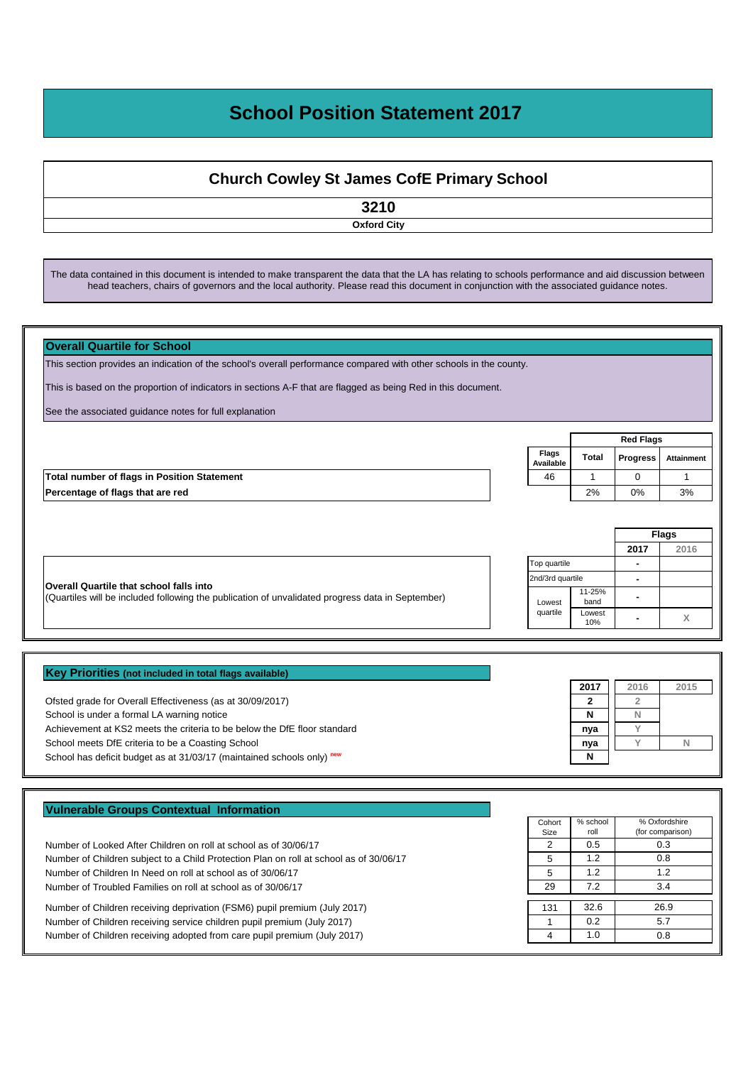# School Position Statement 2017

## Church Cowley St James CofE Primary School

**3210**

**Oxford City**

The data contained in this document is intended to make transparent the data that the LA has relating to schools performance and aid discussion between head teachers, chairs of governors and the local authority. Please read this document in conjunction with the associated guidance notes.

### Overall Quartile for School

This section provides an indication of the school's overall performance compared with other schools in the county.

This is based on the proportion of indicators in sections A-F that are flagged as being Red in this document.

See the associated guidance notes for full explanation

| | Flags Available | Red Flags Total | Red Flags Progress | Red Flags Attainment |
|---|---|---|---|---|
| **Total number of flags in Position Statement** | 46 | 1 | 0 | 1 |
| **Percentage of flags that are red** | | 2% | 0% | 3% |

**Overall Quartile that school falls into**
(Quartiles will be included following the publication of unvalidated progress data in September)

| | | Flags 2017 | Flags 2016 |
|---|---|---|---|
| Top quartile | | - | |
| 2nd/3rd quartile | | - | |
| Lowest quartile | 11-25% band | - | |
| | Lowest 10% | - | X |

### Key Priorities (not included in total flags available)

| | 2017 | 2016 | 2015 |
|---|---|---|---|
| Ofsted grade for Overall Effectiveness (as at 30/09/2017) | 2 | 2 | |
| School is under a formal LA warning notice | N | N | |
| Achievement at KS2 meets the criteria to be below the DfE floor standard | nya | Y | |
| School meets DfE criteria to be a Coasting School | nya | Y | N |
| School has deficit budget as at 31/03/17 (maintained schools only) new | N | | |

### Vulnerable Groups Contextual Information

| | Cohort Size | % school roll | % Oxfordshire (for comparison) |
|---|---|---|---|
| Number of Looked After Children on roll at school as of 30/06/17 | 2 | 0.5 | 0.3 |
| Number of Children subject to a Child Protection Plan on roll at school as of 30/06/17 | 5 | 1.2 | 0.8 |
| Number of Children In Need on roll at school as of 30/06/17 | 5 | 1.2 | 1.2 |
| Number of Troubled Families on roll at school as of 30/06/17 | 29 | 7.2 | 3.4 |
| Number of Children receiving deprivation (FSM6) pupil premium (July 2017) | 131 | 32.6 | 26.9 |
| Number of Children receiving service children pupil premium (July 2017) | 1 | 0.2 | 5.7 |
| Number of Children receiving adopted from care pupil premium (July 2017) | 4 | 1.0 | 0.8 |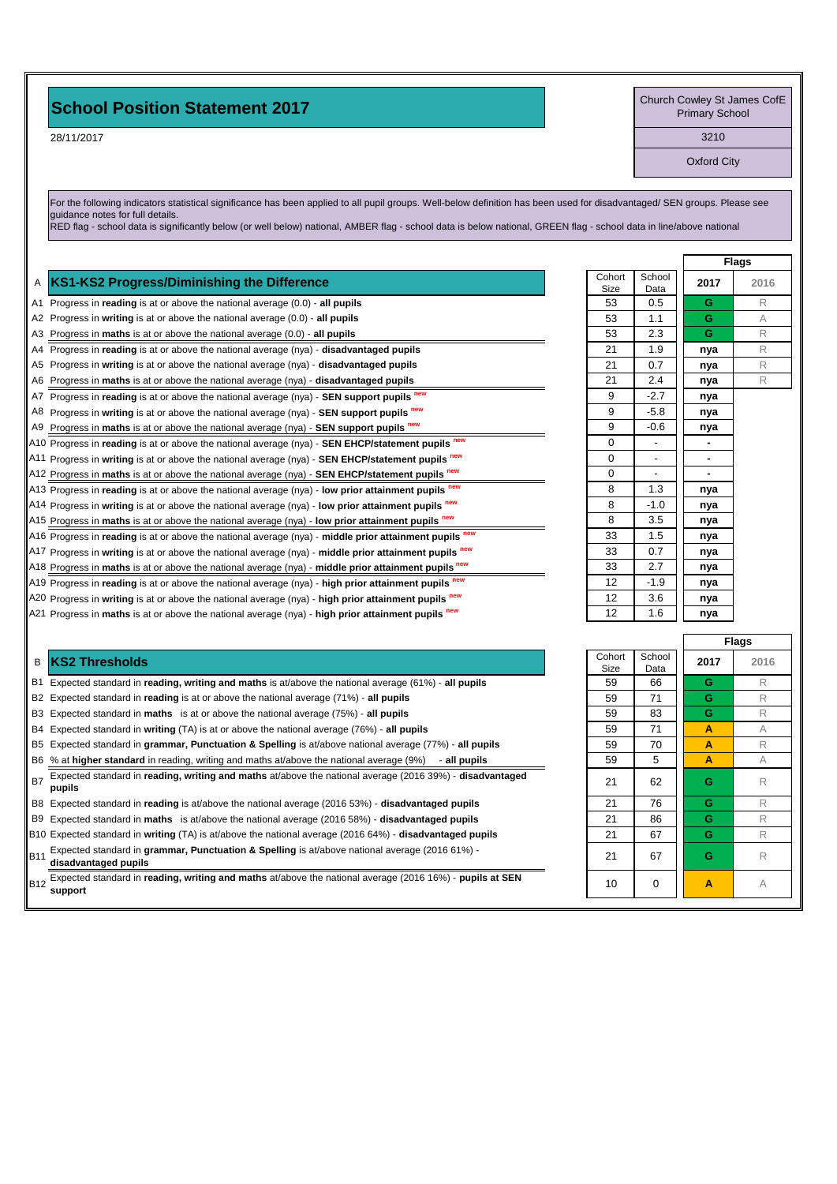# School Position Statement 2017

28/11/2017

Church Cowley St James CofE Primary School
3210
Oxford City

For the following indicators statistical significance has been applied to all pupil groups. Well-below definition has been used for disadvantaged/ SEN groups. Please see guidance notes for full details.
RED flag - school data is significantly below (or well below) national, AMBER flag - school data is below national, GREEN flag - school data in line/above national

| | A KS1-KS2 Progress/Diminishing the Difference | Cohort Size | School Data | Flags 2017 | Flags 2016 |
|---|---|---|---|---|---|
| A1 | Progress in **reading** is at or above the national average (0.0) - **all pupils** | 53 | 0.5 | G | R |
| A2 | Progress in **writing** is at or above the national average (0.0) - **all pupils** | 53 | 1.1 | G | A |
| A3 | Progress in **maths** is at or above the national average (0.0) - **all pupils** | 53 | 2.3 | G | R |
| A4 | Progress in **reading** is at or above the national average (nya) - **disadvantaged pupils** | 21 | 1.9 | nya | R |
| A5 | Progress in **writing** is at or above the national average (nya) - **disadvantaged pupils** | 21 | 0.7 | nya | R |
| A6 | Progress in **maths** is at or above the national average (nya) - **disadvantaged pupils** | 21 | 2.4 | nya | R |
| A7 | Progress in **reading** is at or above the national average (nya) - **SEN support pupils** new | 9 | -2.7 | nya | |
| A8 | Progress in **writing** is at or above the national average (nya) - **SEN support pupils** new | 9 | -5.8 | nya | |
| A9 | Progress in **maths** is at or above the national average (nya) - **SEN support pupils** new | 9 | -0.6 | nya | |
| A10 | Progress in **reading** is at or above the national average (nya) - **SEN EHCP/statement pupils** new | 0 | - | - | |
| A11 | Progress in **writing** is at or above the national average (nya) - **SEN EHCP/statement pupils** new | 0 | - | - | |
| A12 | Progress in **maths** is at or above the national average (nya) - **SEN EHCP/statement pupils** new | 0 | - | - | |
| A13 | Progress in **reading** is at or above the national average (nya) - **low prior attainment pupils** new | 8 | 1.3 | nya | |
| A14 | Progress in **writing** is at or above the national average (nya) - **low prior attainment pupils** new | 8 | -1.0 | nya | |
| A15 | Progress in **maths** is at or above the national average (nya) - **low prior attainment pupils** new | 8 | 3.5 | nya | |
| A16 | Progress in **reading** is at or above the national average (nya) - **middle prior attainment pupils** new | 33 | 1.5 | nya | |
| A17 | Progress in **writing** is at or above the national average (nya) - **middle prior attainment pupils** new | 33 | 0.7 | nya | |
| A18 | Progress in **maths** is at or above the national average (nya) - **middle prior attainment pupils** new | 33 | 2.7 | nya | |
| A19 | Progress in **reading** is at or above the national average (nya) - **high prior attainment pupils** new | 12 | -1.9 | nya | |
| A20 | Progress in **writing** is at or above the national average (nya) - **high prior attainment pupils** new | 12 | 3.6 | nya | |
| A21 | Progress in **maths** is at or above the national average (nya) - **high prior attainment pupils** new | 12 | 1.6 | nya | |

| | B KS2 Thresholds | Cohort Size | School Data | Flags 2017 | Flags 2016 |
|---|---|---|---|---|---|
| B1 | Expected standard in **reading, writing and maths** is at/above the national average (61%) - **all pupils** | 59 | 66 | G | R |
| B2 | Expected standard in **reading** is at or above the national average (71%) - **all pupils** | 59 | 71 | G | R |
| B3 | Expected standard in **maths** is at or above the national average (75%) - **all pupils** | 59 | 83 | G | R |
| B4 | Expected standard in **writing** (TA) is at or above the national average (76%) - **all pupils** | 59 | 71 | A | A |
| B5 | Expected standard in **grammar, Punctuation & Spelling** is at/above national average (77%) - **all pupils** | 59 | 70 | A | R |
| B6 | % at **higher standard** in reading, writing and maths at/above the national average (9%) - **all pupils** | 59 | 5 | A | A |
| B7 | Expected standard in **reading, writing and maths** at/above the national average (2016 39%) - **disadvantaged pupils** | 21 | 62 | G | R |
| B8 | Expected standard in **reading** is at/above the national average (2016 53%) - **disadvantaged pupils** | 21 | 76 | G | R |
| B9 | Expected standard in **maths** is at/above the national average (2016 58%) - **disadvantaged pupils** | 21 | 86 | G | R |
| B10 | Expected standard in **writing** (TA) is at/above the national average (2016 64%) - **disadvantaged pupils** | 21 | 67 | G | R |
| B11 | Expected standard in **grammar, Punctuation & Spelling** is at/above national average (2016 61%) - **disadvantaged pupils** | 21 | 67 | G | R |
| B12 | Expected standard in **reading, writing and maths** at/above the national average (2016 16%) - **pupils at SEN support** | 10 | 0 | A | A |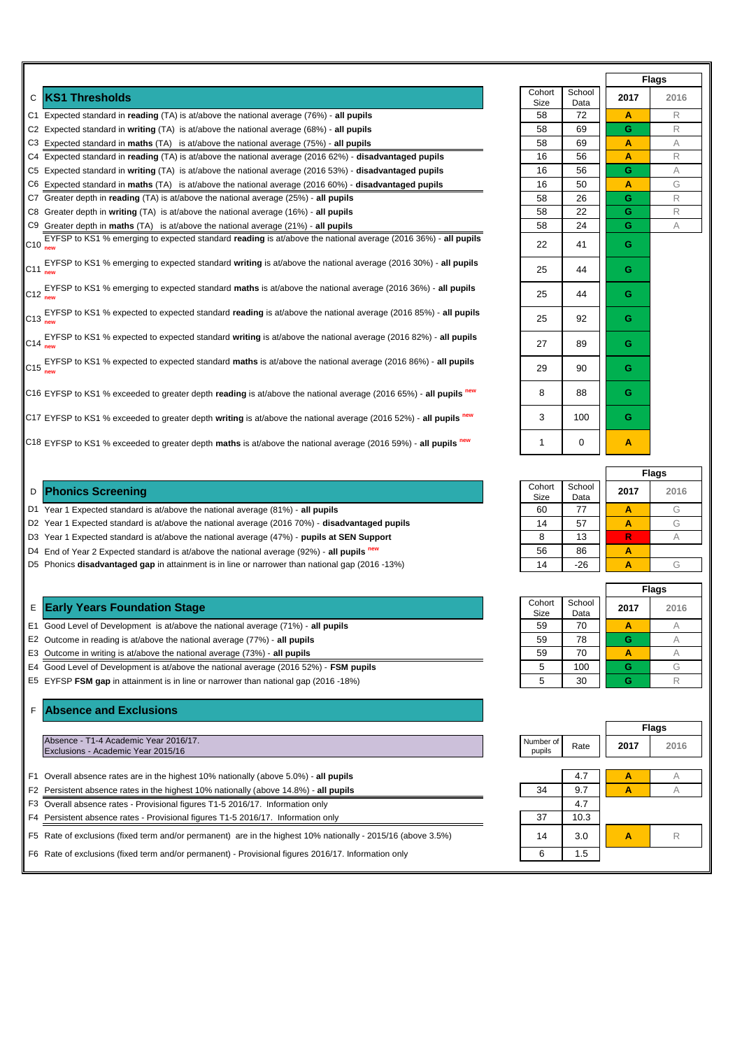## C KS1 Thresholds

| | | Cohort Size | School Data | Flags 2017 | Flags 2016 |
|---|---|---|---|---|---|
| C1 | Expected standard in **reading** (TA) is at/above the national average (76%) - **all pupils** | 58 | 72 | A | R |
| C2 | Expected standard in **writing** (TA) is at/above the national average (68%) - **all pupils** | 58 | 69 | G | R |
| C3 | Expected standard in **maths** (TA) is at/above the national average (75%) - **all pupils** | 58 | 69 | A | A |
| C4 | Expected standard in **reading** (TA) is at/above the national average (2016 62%) - **disadvantaged pupils** | 16 | 56 | A | R |
| C5 | Expected standard in **writing** (TA) is at/above the national average (2016 53%) - **disadvantaged pupils** | 16 | 56 | G | A |
| C6 | Expected standard in **maths** (TA) is at/above the national average (2016 60%) - **disadvantaged pupils** | 16 | 50 | A | G |
| C7 | Greater depth in **reading** (TA) is at/above the national average (25%) - **all pupils** | 58 | 26 | G | R |
| C8 | Greater depth in **writing** (TA) is at/above the national average (16%) - **all pupils** | 58 | 22 | G | R |
| C9 | Greater depth in **maths** (TA) is at/above the national average (21%) - **all pupils** | 58 | 24 | G | A |
| C10 new | EYFSP to KS1 % emerging to expected standard **reading** is at/above the national average (2016 36%) - **all pupils** | 22 | 41 | G | |
| C11 new | EYFSP to KS1 % emerging to expected standard **writing** is at/above the national average (2016 30%) - **all pupils** | 25 | 44 | G | |
| C12 new | EYFSP to KS1 % emerging to expected standard **maths** is at/above the national average (2016 36%) - **all pupils** | 25 | 44 | G | |
| C13 new | EYFSP to KS1 % expected to expected standard **reading** is at/above the national average (2016 85%) - **all pupils** | 25 | 92 | G | |
| C14 new | EYFSP to KS1 % expected to expected standard **writing** is at/above the national average (2016 82%) - **all pupils** | 27 | 89 | G | |
| C15 new | EYFSP to KS1 % expected to expected standard **maths** is at/above the national average (2016 86%) - **all pupils** | 29 | 90 | G | |
| C16 | EYFSP to KS1 % exceeded to greater depth **reading** is at/above the national average (2016 65%) - **all pupils** new | 8 | 88 | G | |
| C17 | EYFSP to KS1 % exceeded to greater depth **writing** is at/above the national average (2016 52%) - **all pupils** new | 3 | 100 | G | |
| C18 | EYFSP to KS1 % exceeded to greater depth **maths** is at/above the national average (2016 59%) - **all pupils** new | 1 | 0 | A | |

## D Phonics Screening

| | | Cohort Size | School Data | Flags 2017 | Flags 2016 |
|---|---|---|---|---|---|
| D1 | Year 1 Expected standard is at/above the national average (81%) - **all pupils** | 60 | 77 | A | G |
| D2 | Year 1 Expected standard is at/above the national average (2016 70%) - **disadvantaged pupils** | 14 | 57 | A | G |
| D3 | Year 1 Expected standard is at/above the national average (47%) - **pupils at SEN Support** | 8 | 13 | R | A |
| D4 | End of Year 2 Expected standard is at/above the national average (92%) - **all pupils** new | 56 | 86 | A | |
| D5 | Phonics **disadvantaged gap** in attainment is in line or narrower than national gap (2016 -13%) | 14 | -26 | A | G |

## E Early Years Foundation Stage

| | | Cohort Size | School Data | Flags 2017 | Flags 2016 |
|---|---|---|---|---|---|
| E1 | Good Level of Development is at/above the national average (71%) - **all pupils** | 59 | 70 | A | A |
| E2 | Outcome in reading is at/above the national average (77%) - **all pupils** | 59 | 78 | G | A |
| E3 | Outcome in writing is at/above the national average (73%) - **all pupils** | 59 | 70 | A | A |
| E4 | Good Level of Development is at/above the national average (2016 52%) - **FSM pupils** | 5 | 100 | G | G |
| E5 | EYFSP **FSM gap** in attainment is in line or narrower than national gap (2016 -18%) | 5 | 30 | G | R |

## F Absence and Exclusions

Absence - T1-4 Academic Year 2016/17.
Exclusions - Academic Year 2015/16

| | | Number of pupils | Rate | Flags 2017 | Flags 2016 |
|---|---|---|---|---|---|
| F1 | Overall absence rates are in the highest 10% nationally (above 5.0%) - **all pupils** | | 4.7 | A | A |
| F2 | Persistent absence rates in the highest 10% nationally (above 14.8%) - **all pupils** | 34 | 9.7 | A | A |
| F3 | Overall absence rates - Provisional figures T1-5 2016/17. Information only | | 4.7 | | |
| F4 | Persistent absence rates - Provisional figures T1-5 2016/17. Information only | 37 | 10.3 | | |
| F5 | Rate of exclusions (fixed term and/or permanent) are in the highest 10% nationally - 2015/16 (above 3.5%) | 14 | 3.0 | A | R |
| F6 | Rate of exclusions (fixed term and/or permanent) - Provisional figures 2016/17. Information only | 6 | 1.5 | | |